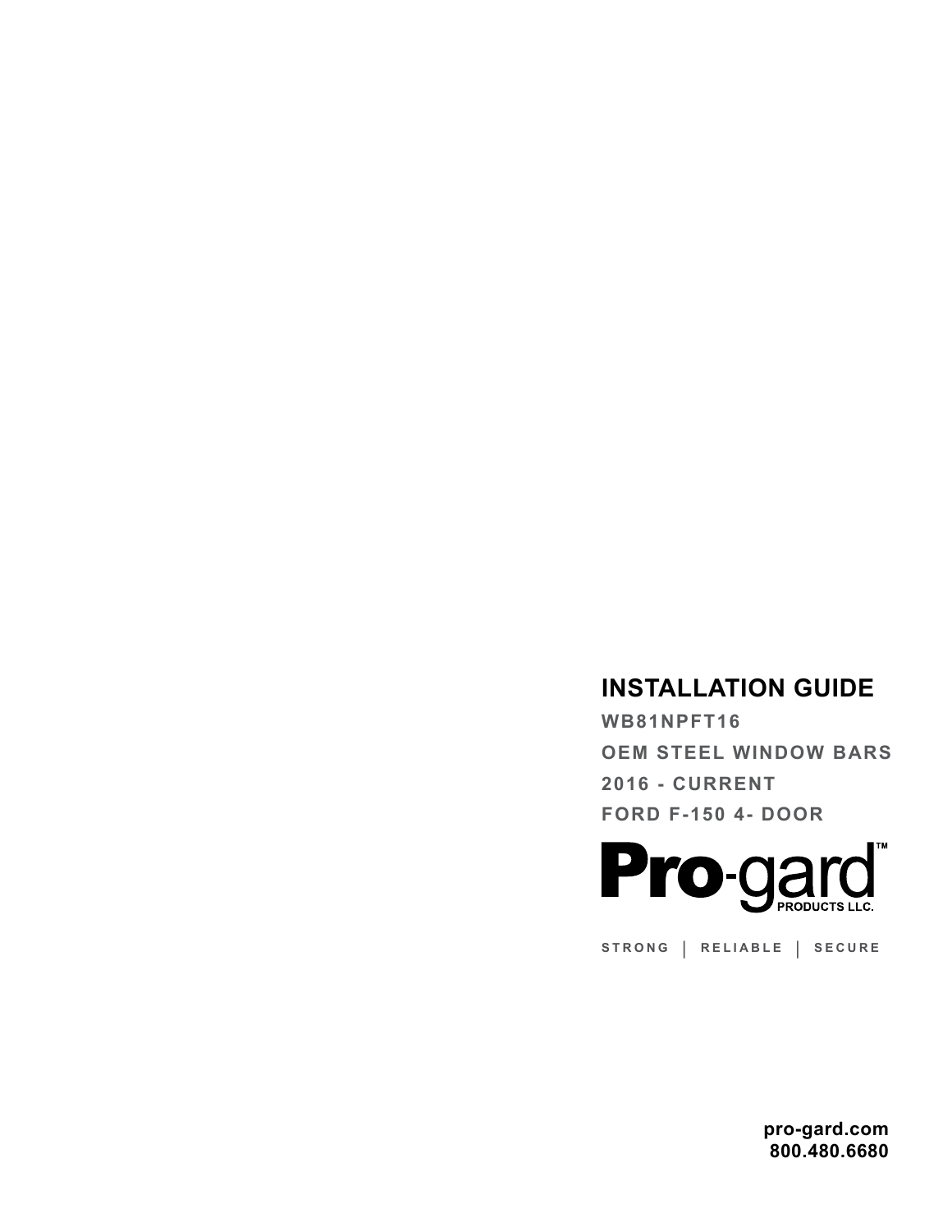# INSTALLATION GUIDE

**WB81NPFT16**

**OEM STEEL WINDOW BARS**

**2016 - CURRENT**

**FORD F-150 4- DOOR**

**Pro-gard™**
PRODUCTS LLC.

STRONG | RELIABLE | SECURE

**pro-gard.com**
**800.480.6680**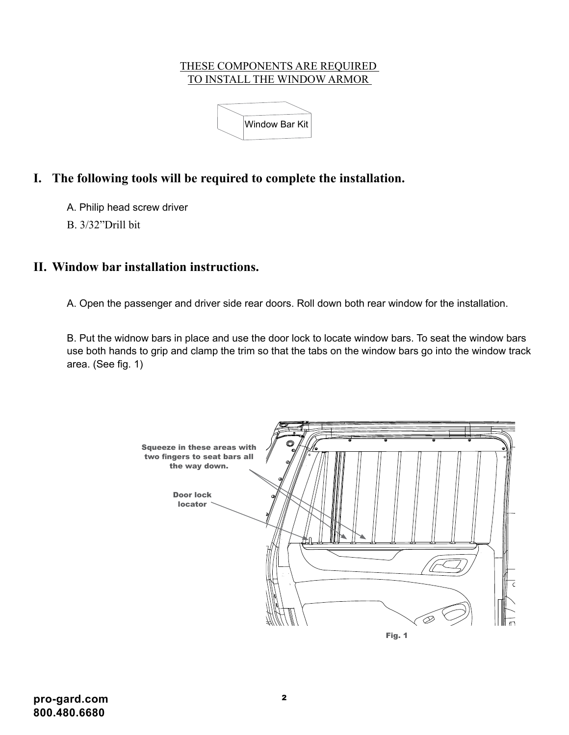THESE COMPONENTS ARE REQUIRED
TO INSTALL THE WINDOW ARMOR

Window Bar Kit

## I. The following tools will be required to complete the installation.

A. Philip head screw driver

B. 3/32"Drill bit

## II. Window bar installation instructions.

A. Open the passenger and driver side rear doors. Roll down both rear window for the installation.

B. Put the widnow bars in place and use the door lock to locate window bars. To seat the window bars use both hands to grip and clamp the trim so that the tabs on the window bars go into the window track area. (See fig. 1)

Squeeze in these areas with two fingers to seat bars all the way down.

Door lock locator

Fig. 1

pro-gard.com
800.480.6680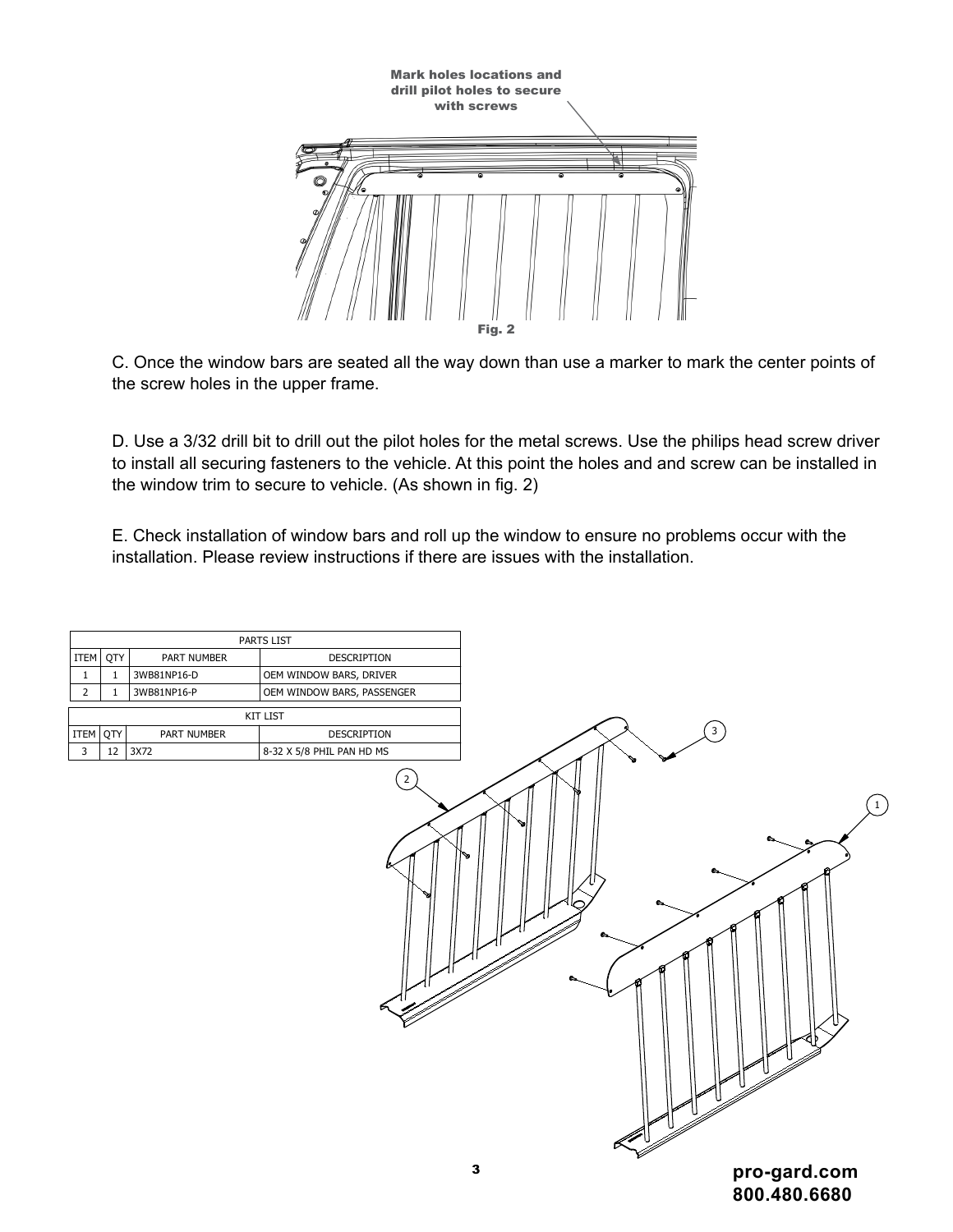Mark holes locations and drill pilot holes to secure with screws

Fig. 2

C. Once the window bars are seated all the way down than use a marker to mark the center points of the screw holes in the upper frame.

D. Use a 3/32 drill bit to drill out the pilot holes for the metal screws. Use the philips head screw driver to install all securing fasteners to the vehicle. At this point the holes and and screw can be installed in the window trim to secure to vehicle. (As shown in fig. 2)

E. Check installation of window bars and roll up the window to ensure no problems occur with the installation. Please review instructions if there are issues with the installation.

| PARTS LIST | | | |
|---|---|---|---|
| ITEM | QTY | PART NUMBER | DESCRIPTION |
| 1 | 1 | 3WB81NP16-D | OEM WINDOW BARS, DRIVER |
| 2 | 1 | 3WB81NP16-P | OEM WINDOW BARS, PASSENGER |

| KIT LIST | | | |
|---|---|---|---|
| ITEM | QTY | PART NUMBER | DESCRIPTION |
| 3 | 12 | 3X72 | 8-32 X 5/8 PHIL PAN HD MS |

3

2

1

pro-gard.com
800.480.6680